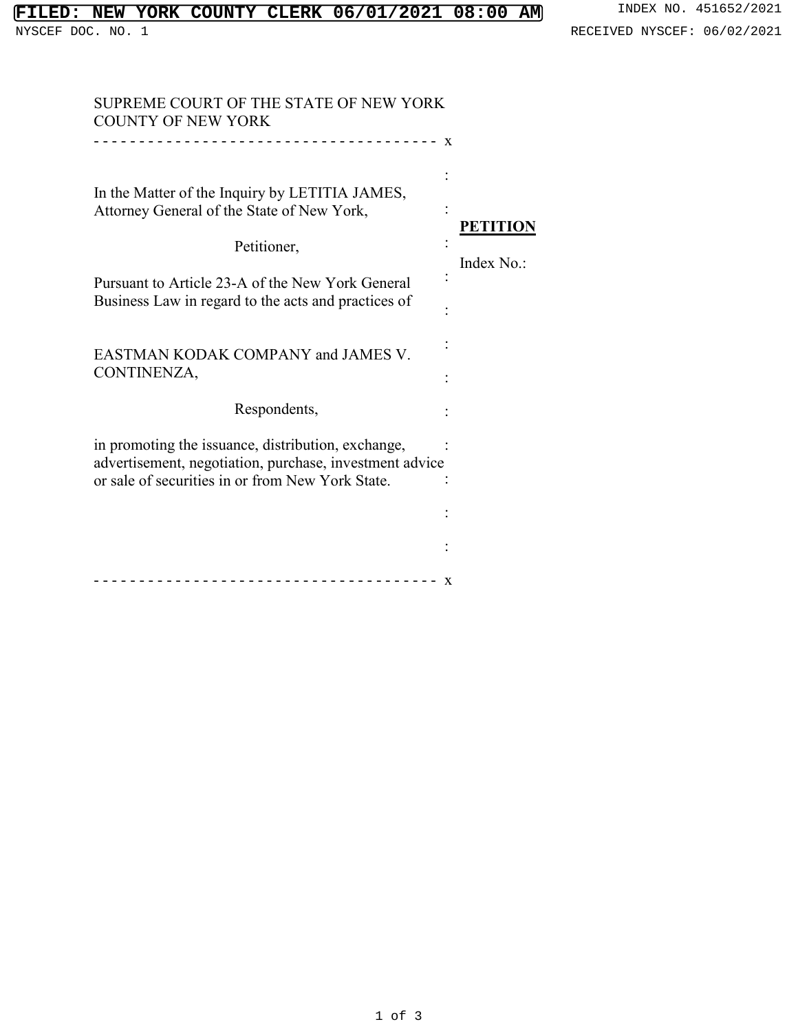FILED: NEW YORK COUNTY CLERK 06/01/2021 08:00 AM

INDEX NO. 451652/2021

NYSCEF DOC. NO. 1

RECEIVED NYSCEF: 06/02/2021

SUPREME COURT OF THE STATE OF NEW YORK
COUNTY OF NEW YORK

- - - - - - - - - - - - - - - - - - - - - - - - - - - - - - - - - - - - - x

In the Matter of the Inquiry by LETITIA JAMES, Attorney General of the State of New York,

Petitioner,

Pursuant to Article 23-A of the New York General Business Law in regard to the acts and practices of

EASTMAN KODAK COMPANY and JAMES V. CONTINENZA,

Respondents,

in promoting the issuance, distribution, exchange, advertisement, negotiation, purchase, investment advice or sale of securities in or from New York State.

- - - - - - - - - - - - - - - - - - - - - - - - - - - - - - - - - - - - - x

**PETITION**

Index No.: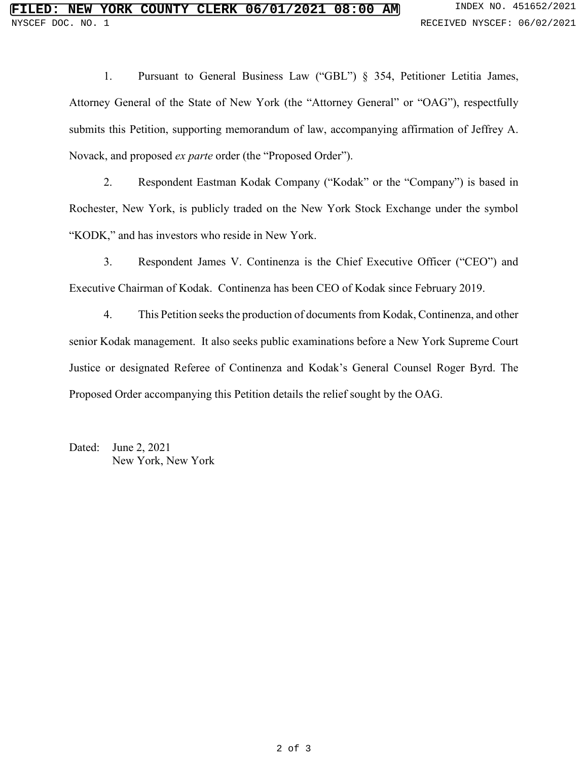1. Pursuant to General Business Law ("GBL") § 354, Petitioner Letitia James, Attorney General of the State of New York (the "Attorney General" or "OAG"), respectfully submits this Petition, supporting memorandum of law, accompanying affirmation of Jeffrey A. Novack, and proposed *ex parte* order (the "Proposed Order").

2. Respondent Eastman Kodak Company ("Kodak" or the "Company") is based in Rochester, New York, is publicly traded on the New York Stock Exchange under the symbol "KODK," and has investors who reside in New York.

3. Respondent James V. Continenza is the Chief Executive Officer ("CEO") and Executive Chairman of Kodak. Continenza has been CEO of Kodak since February 2019.

4. This Petition seeks the production of documents from Kodak, Continenza, and other senior Kodak management. It also seeks public examinations before a New York Supreme Court Justice or designated Referee of Continenza and Kodak's General Counsel Roger Byrd. The Proposed Order accompanying this Petition details the relief sought by the OAG.

Dated: June 2, 2021
New York, New York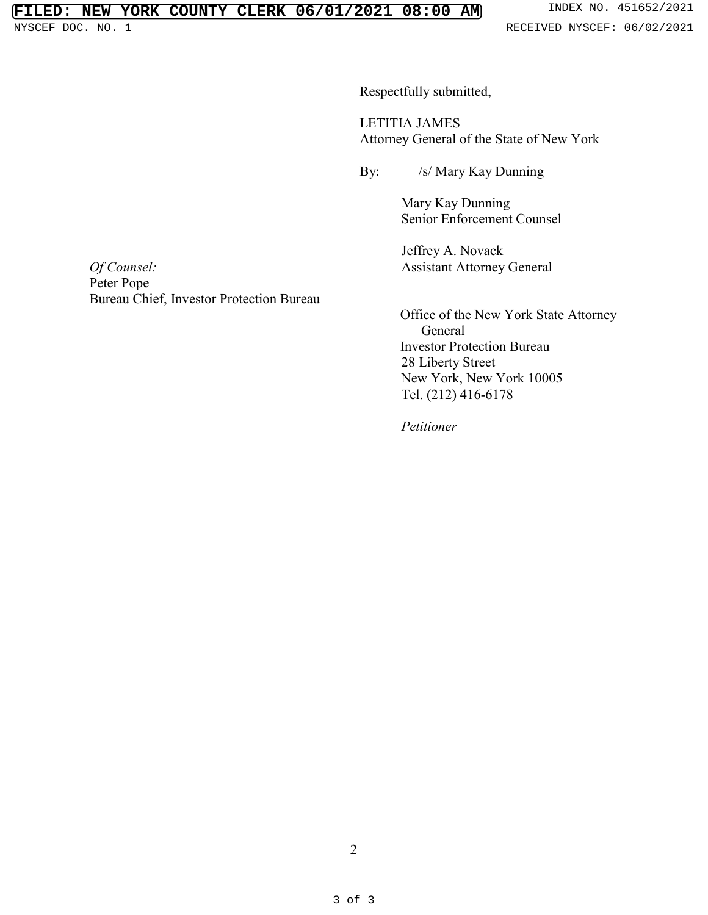Respectfully submitted,

LETITIA JAMES
Attorney General of the State of New York

By: /s/ Mary Kay Dunning

Mary Kay Dunning
Senior Enforcement Counsel

Jeffrey A. Novack
Assistant Attorney General

*Of Counsel:*
Peter Pope
Bureau Chief, Investor Protection Bureau

Office of the New York State Attorney General
Investor Protection Bureau
28 Liberty Street
New York, New York 10005
Tel. (212) 416-6178

*Petitioner*